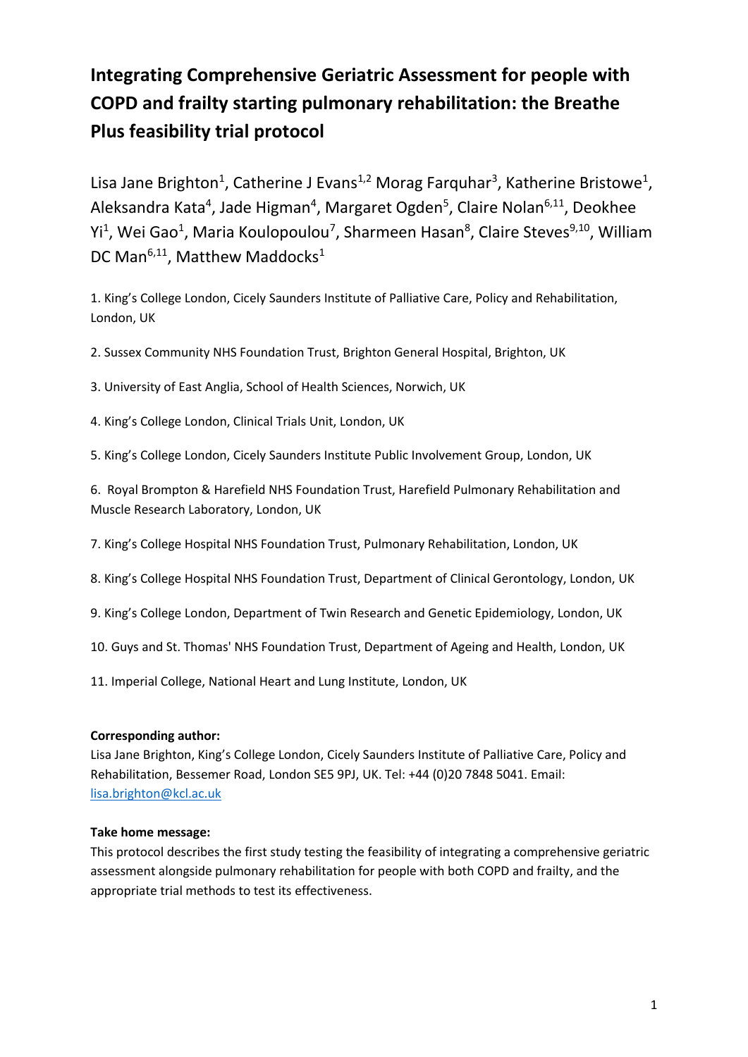# Integrating Comprehensive Geriatric Assessment for people with COPD and frailty starting pulmonary rehabilitation: the Breathe Plus feasibility trial protocol

Lisa Jane Brighton[1], Catherine J Evans[1,2] Morag Farquhar[3], Katherine Bristowe[1], Aleksandra Kata[4], Jade Higman[4], Margaret Ogden[5], Claire Nolan[6,11], Deokhee Yi[1], Wei Gao[1], Maria Koulopoulou[7], Sharmeen Hasan[8], Claire Steves[9,10], William DC Man[6,11], Matthew Maddocks[1]

1. King's College London, Cicely Saunders Institute of Palliative Care, Policy and Rehabilitation, London, UK
2. Sussex Community NHS Foundation Trust, Brighton General Hospital, Brighton, UK
3. University of East Anglia, School of Health Sciences, Norwich, UK
4. King's College London, Clinical Trials Unit, London, UK
5. King's College London, Cicely Saunders Institute Public Involvement Group, London, UK
6. Royal Brompton & Harefield NHS Foundation Trust, Harefield Pulmonary Rehabilitation and Muscle Research Laboratory, London, UK
7. King's College Hospital NHS Foundation Trust, Pulmonary Rehabilitation, London, UK
8. King's College Hospital NHS Foundation Trust, Department of Clinical Gerontology, London, UK
9. King's College London, Department of Twin Research and Genetic Epidemiology, London, UK
10. Guys and St. Thomas' NHS Foundation Trust, Department of Ageing and Health, London, UK
11. Imperial College, National Heart and Lung Institute, London, UK

**Corresponding author:**
Lisa Jane Brighton, King's College London, Cicely Saunders Institute of Palliative Care, Policy and Rehabilitation, Bessemer Road, London SE5 9PJ, UK. Tel: +44 (0)20 7848 5041. Email: lisa.brighton@kcl.ac.uk

**Take home message:**
This protocol describes the first study testing the feasibility of integrating a comprehensive geriatric assessment alongside pulmonary rehabilitation for people with both COPD and frailty, and the appropriate trial methods to test its effectiveness.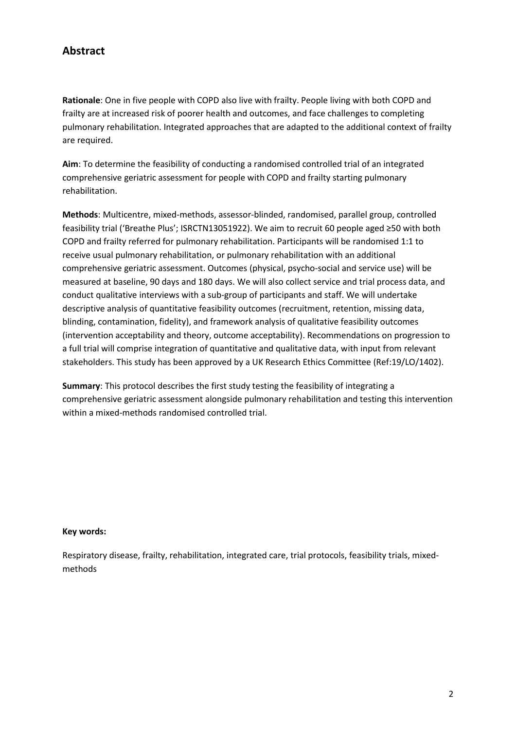## Abstract

**Rationale**: One in five people with COPD also live with frailty. People living with both COPD and frailty are at increased risk of poorer health and outcomes, and face challenges to completing pulmonary rehabilitation. Integrated approaches that are adapted to the additional context of frailty are required.

**Aim**: To determine the feasibility of conducting a randomised controlled trial of an integrated comprehensive geriatric assessment for people with COPD and frailty starting pulmonary rehabilitation.

**Methods**: Multicentre, mixed-methods, assessor-blinded, randomised, parallel group, controlled feasibility trial ('Breathe Plus'; ISRCTN13051922). We aim to recruit 60 people aged ≥50 with both COPD and frailty referred for pulmonary rehabilitation. Participants will be randomised 1:1 to receive usual pulmonary rehabilitation, or pulmonary rehabilitation with an additional comprehensive geriatric assessment. Outcomes (physical, psycho-social and service use) will be measured at baseline, 90 days and 180 days. We will also collect service and trial process data, and conduct qualitative interviews with a sub-group of participants and staff. We will undertake descriptive analysis of quantitative feasibility outcomes (recruitment, retention, missing data, blinding, contamination, fidelity), and framework analysis of qualitative feasibility outcomes (intervention acceptability and theory, outcome acceptability). Recommendations on progression to a full trial will comprise integration of quantitative and qualitative data, with input from relevant stakeholders. This study has been approved by a UK Research Ethics Committee (Ref:19/LO/1402).

**Summary**: This protocol describes the first study testing the feasibility of integrating a comprehensive geriatric assessment alongside pulmonary rehabilitation and testing this intervention within a mixed-methods randomised controlled trial.

**Key words:**

Respiratory disease, frailty, rehabilitation, integrated care, trial protocols, feasibility trials, mixed-methods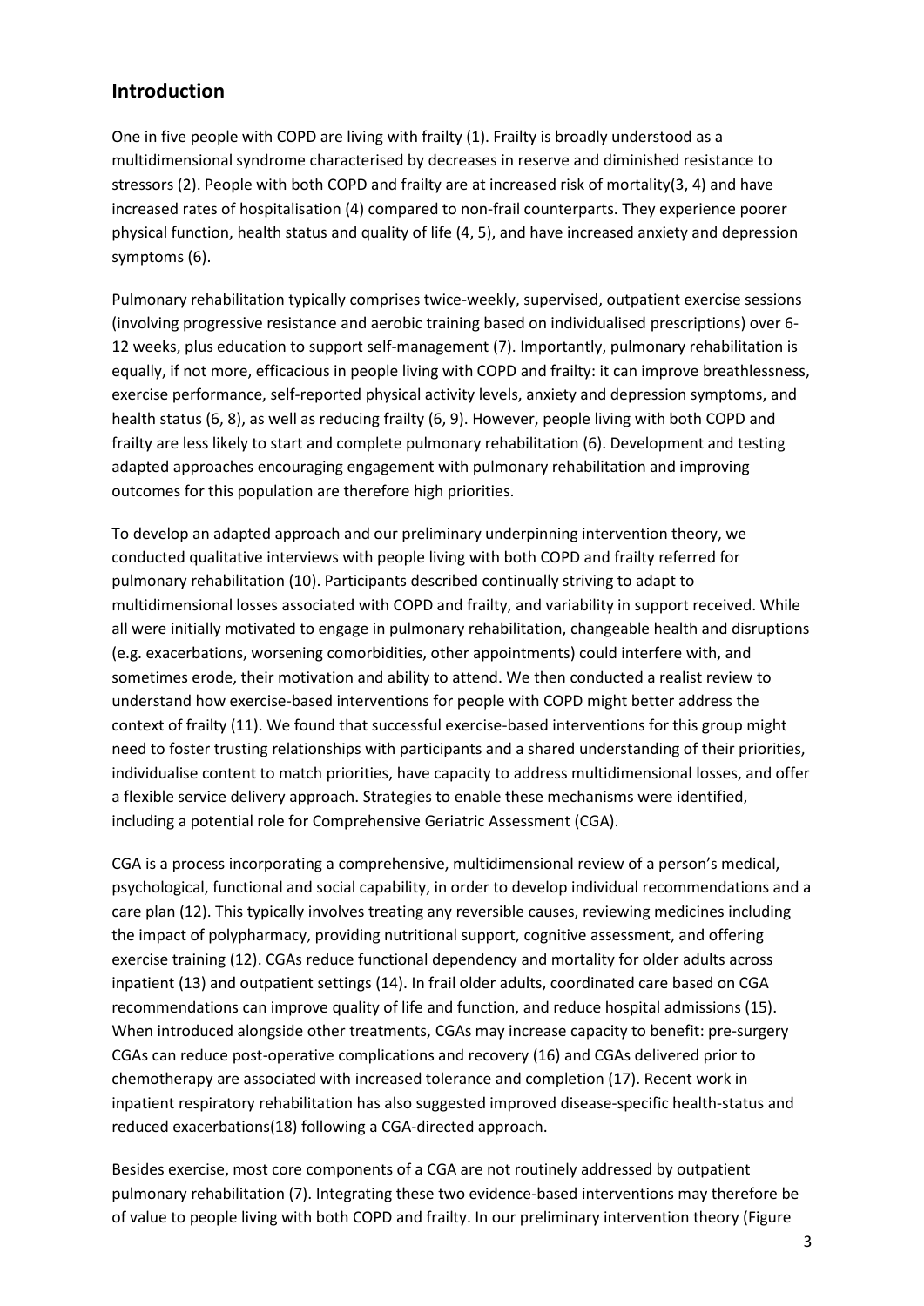## Introduction

One in five people with COPD are living with frailty (1). Frailty is broadly understood as a multidimensional syndrome characterised by decreases in reserve and diminished resistance to stressors (2). People with both COPD and frailty are at increased risk of mortality(3, 4) and have increased rates of hospitalisation (4) compared to non-frail counterparts. They experience poorer physical function, health status and quality of life (4, 5), and have increased anxiety and depression symptoms (6).

Pulmonary rehabilitation typically comprises twice-weekly, supervised, outpatient exercise sessions (involving progressive resistance and aerobic training based on individualised prescriptions) over 6-12 weeks, plus education to support self-management (7). Importantly, pulmonary rehabilitation is equally, if not more, efficacious in people living with COPD and frailty: it can improve breathlessness, exercise performance, self-reported physical activity levels, anxiety and depression symptoms, and health status (6, 8), as well as reducing frailty (6, 9). However, people living with both COPD and frailty are less likely to start and complete pulmonary rehabilitation (6). Development and testing adapted approaches encouraging engagement with pulmonary rehabilitation and improving outcomes for this population are therefore high priorities.

To develop an adapted approach and our preliminary underpinning intervention theory, we conducted qualitative interviews with people living with both COPD and frailty referred for pulmonary rehabilitation (10). Participants described continually striving to adapt to multidimensional losses associated with COPD and frailty, and variability in support received. While all were initially motivated to engage in pulmonary rehabilitation, changeable health and disruptions (e.g. exacerbations, worsening comorbidities, other appointments) could interfere with, and sometimes erode, their motivation and ability to attend. We then conducted a realist review to understand how exercise-based interventions for people with COPD might better address the context of frailty (11). We found that successful exercise-based interventions for this group might need to foster trusting relationships with participants and a shared understanding of their priorities, individualise content to match priorities, have capacity to address multidimensional losses, and offer a flexible service delivery approach. Strategies to enable these mechanisms were identified, including a potential role for Comprehensive Geriatric Assessment (CGA).

CGA is a process incorporating a comprehensive, multidimensional review of a person's medical, psychological, functional and social capability, in order to develop individual recommendations and a care plan (12). This typically involves treating any reversible causes, reviewing medicines including the impact of polypharmacy, providing nutritional support, cognitive assessment, and offering exercise training (12). CGAs reduce functional dependency and mortality for older adults across inpatient (13) and outpatient settings (14). In frail older adults, coordinated care based on CGA recommendations can improve quality of life and function, and reduce hospital admissions (15). When introduced alongside other treatments, CGAs may increase capacity to benefit: pre-surgery CGAs can reduce post-operative complications and recovery (16) and CGAs delivered prior to chemotherapy are associated with increased tolerance and completion (17). Recent work in inpatient respiratory rehabilitation has also suggested improved disease-specific health-status and reduced exacerbations(18) following a CGA-directed approach.

Besides exercise, most core components of a CGA are not routinely addressed by outpatient pulmonary rehabilitation (7). Integrating these two evidence-based interventions may therefore be of value to people living with both COPD and frailty. In our preliminary intervention theory (Figure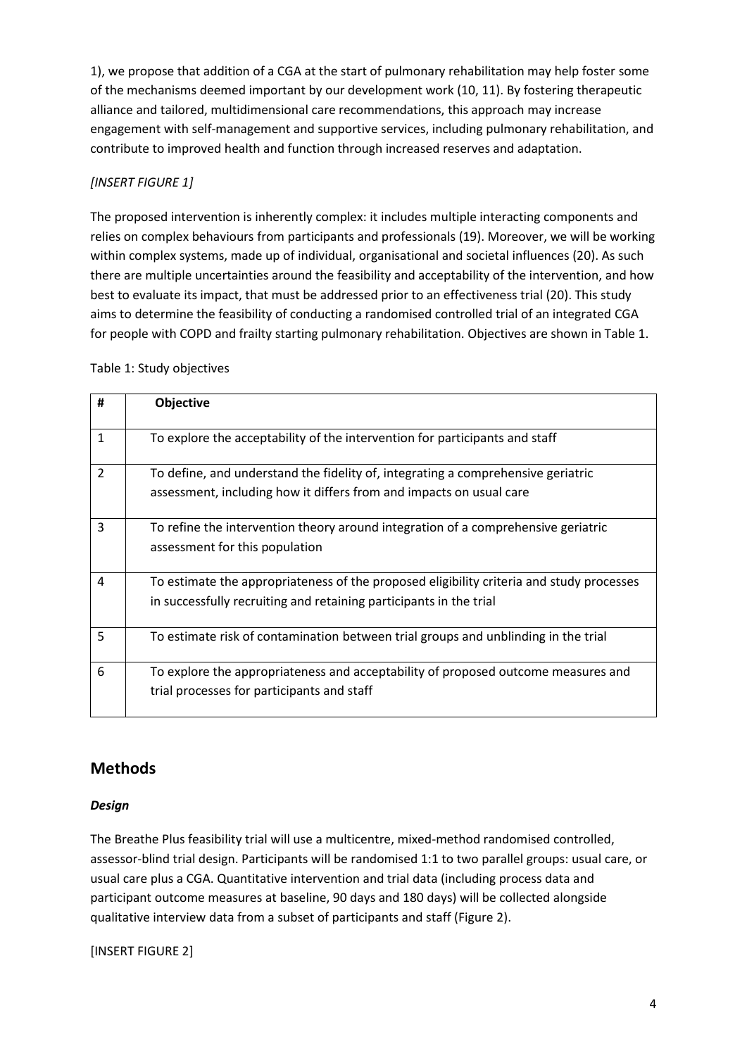1), we propose that addition of a CGA at the start of pulmonary rehabilitation may help foster some of the mechanisms deemed important by our development work (10, 11). By fostering therapeutic alliance and tailored, multidimensional care recommendations, this approach may increase engagement with self-management and supportive services, including pulmonary rehabilitation, and contribute to improved health and function through increased reserves and adaptation.

*[INSERT FIGURE 1]*

The proposed intervention is inherently complex: it includes multiple interacting components and relies on complex behaviours from participants and professionals (19). Moreover, we will be working within complex systems, made up of individual, organisational and societal influences (20). As such there are multiple uncertainties around the feasibility and acceptability of the intervention, and how best to evaluate its impact, that must be addressed prior to an effectiveness trial (20). This study aims to determine the feasibility of conducting a randomised controlled trial of an integrated CGA for people with COPD and frailty starting pulmonary rehabilitation. Objectives are shown in Table 1.

Table 1: Study objectives

| # | Objective |
|---|---|
| 1 | To explore the acceptability of the intervention for participants and staff |
| 2 | To define, and understand the fidelity of, integrating a comprehensive geriatric assessment, including how it differs from and impacts on usual care |
| 3 | To refine the intervention theory around integration of a comprehensive geriatric assessment for this population |
| 4 | To estimate the appropriateness of the proposed eligibility criteria and study processes in successfully recruiting and retaining participants in the trial |
| 5 | To estimate risk of contamination between trial groups and unblinding in the trial |
| 6 | To explore the appropriateness and acceptability of proposed outcome measures and trial processes for participants and staff |

## Methods

### *Design*

The Breathe Plus feasibility trial will use a multicentre, mixed-method randomised controlled, assessor-blind trial design. Participants will be randomised 1:1 to two parallel groups: usual care, or usual care plus a CGA. Quantitative intervention and trial data (including process data and participant outcome measures at baseline, 90 days and 180 days) will be collected alongside qualitative interview data from a subset of participants and staff (Figure 2).

[INSERT FIGURE 2]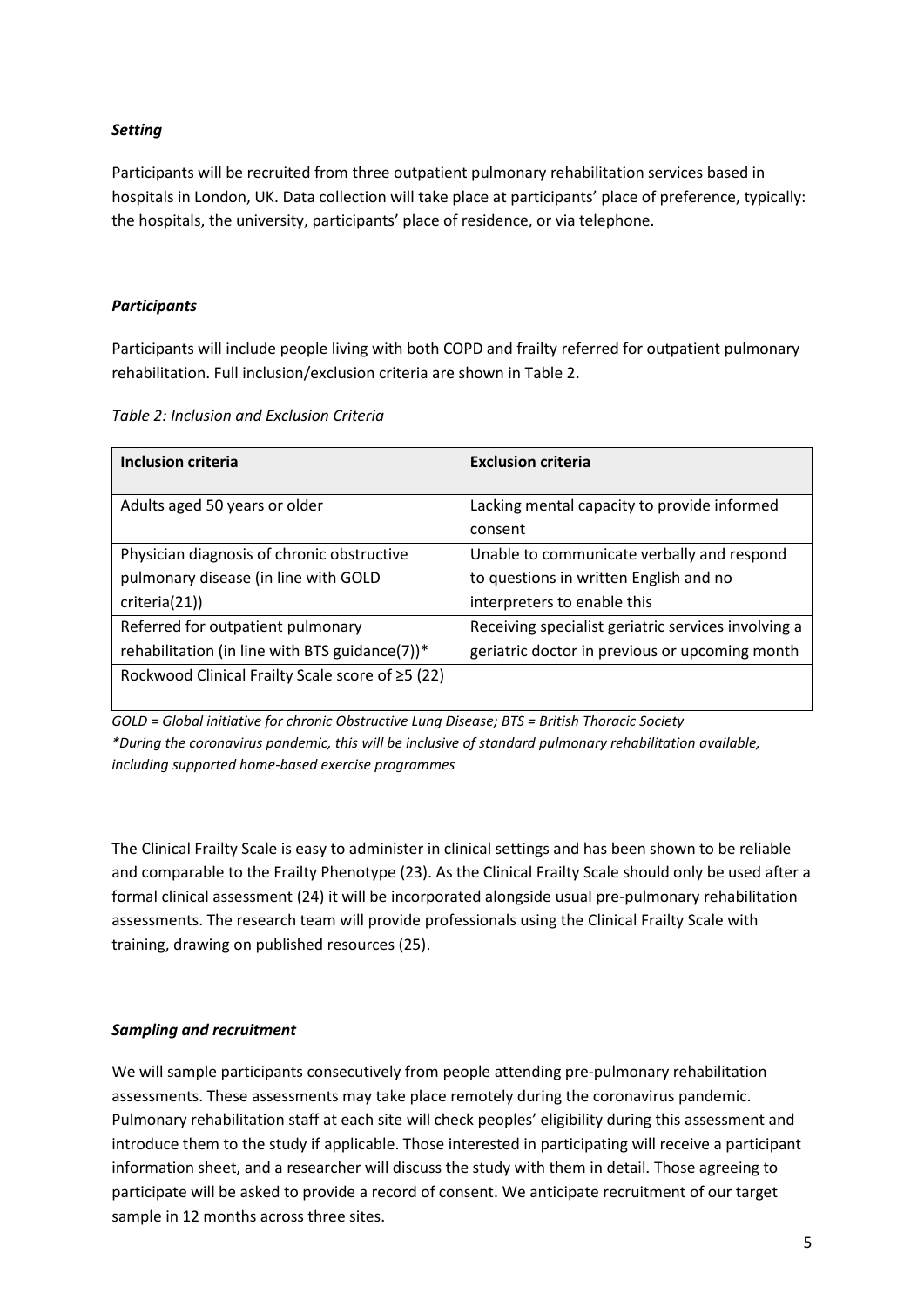### *Setting*

Participants will be recruited from three outpatient pulmonary rehabilitation services based in hospitals in London, UK. Data collection will take place at participants' place of preference, typically: the hospitals, the university, participants' place of residence, or via telephone.

### *Participants*

Participants will include people living with both COPD and frailty referred for outpatient pulmonary rehabilitation. Full inclusion/exclusion criteria are shown in Table 2.

*Table 2: Inclusion and Exclusion Criteria*

| Inclusion criteria | Exclusion criteria |
|---|---|
| Adults aged 50 years or older | Lacking mental capacity to provide informed consent |
| Physician diagnosis of chronic obstructive pulmonary disease (in line with GOLD criteria(21)) | Unable to communicate verbally and respond to questions in written English and no interpreters to enable this |
| Referred for outpatient pulmonary rehabilitation (in line with BTS guidance(7))* | Receiving specialist geriatric services involving a geriatric doctor in previous or upcoming month |
| Rockwood Clinical Frailty Scale score of ≥5 (22) | |

*GOLD = Global initiative for chronic Obstructive Lung Disease; BTS = British Thoracic Society*
*\*During the coronavirus pandemic, this will be inclusive of standard pulmonary rehabilitation available, including supported home-based exercise programmes*

The Clinical Frailty Scale is easy to administer in clinical settings and has been shown to be reliable and comparable to the Frailty Phenotype (23). As the Clinical Frailty Scale should only be used after a formal clinical assessment (24) it will be incorporated alongside usual pre-pulmonary rehabilitation assessments. The research team will provide professionals using the Clinical Frailty Scale with training, drawing on published resources (25).

### *Sampling and recruitment*

We will sample participants consecutively from people attending pre-pulmonary rehabilitation assessments. These assessments may take place remotely during the coronavirus pandemic. Pulmonary rehabilitation staff at each site will check peoples' eligibility during this assessment and introduce them to the study if applicable. Those interested in participating will receive a participant information sheet, and a researcher will discuss the study with them in detail. Those agreeing to participate will be asked to provide a record of consent. We anticipate recruitment of our target sample in 12 months across three sites.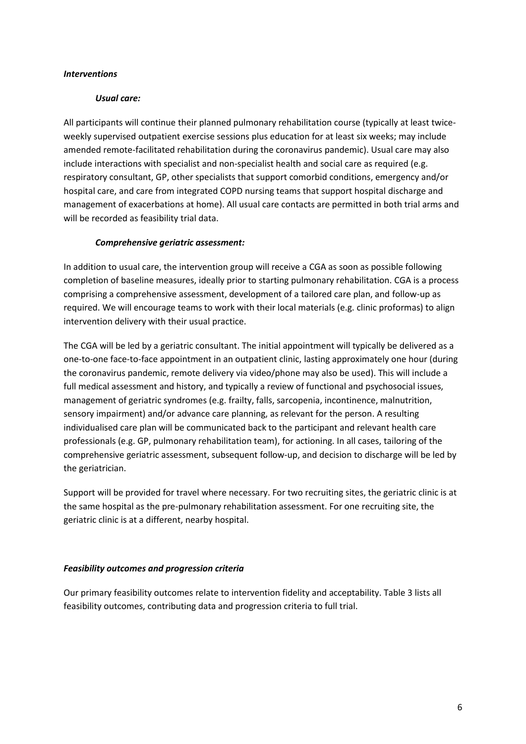### *Interventions*

#### *Usual care:*

All participants will continue their planned pulmonary rehabilitation course (typically at least twice-weekly supervised outpatient exercise sessions plus education for at least six weeks; may include amended remote-facilitated rehabilitation during the coronavirus pandemic). Usual care may also include interactions with specialist and non-specialist health and social care as required (e.g. respiratory consultant, GP, other specialists that support comorbid conditions, emergency and/or hospital care, and care from integrated COPD nursing teams that support hospital discharge and management of exacerbations at home). All usual care contacts are permitted in both trial arms and will be recorded as feasibility trial data.

#### *Comprehensive geriatric assessment:*

In addition to usual care, the intervention group will receive a CGA as soon as possible following completion of baseline measures, ideally prior to starting pulmonary rehabilitation. CGA is a process comprising a comprehensive assessment, development of a tailored care plan, and follow-up as required. We will encourage teams to work with their local materials (e.g. clinic proformas) to align intervention delivery with their usual practice.

The CGA will be led by a geriatric consultant. The initial appointment will typically be delivered as a one-to-one face-to-face appointment in an outpatient clinic, lasting approximately one hour (during the coronavirus pandemic, remote delivery via video/phone may also be used). This will include a full medical assessment and history, and typically a review of functional and psychosocial issues, management of geriatric syndromes (e.g. frailty, falls, sarcopenia, incontinence, malnutrition, sensory impairment) and/or advance care planning, as relevant for the person. A resulting individualised care plan will be communicated back to the participant and relevant health care professionals (e.g. GP, pulmonary rehabilitation team), for actioning. In all cases, tailoring of the comprehensive geriatric assessment, subsequent follow-up, and decision to discharge will be led by the geriatrician.

Support will be provided for travel where necessary. For two recruiting sites, the geriatric clinic is at the same hospital as the pre-pulmonary rehabilitation assessment. For one recruiting site, the geriatric clinic is at a different, nearby hospital.

### *Feasibility outcomes and progression criteria*

Our primary feasibility outcomes relate to intervention fidelity and acceptability. Table 3 lists all feasibility outcomes, contributing data and progression criteria to full trial.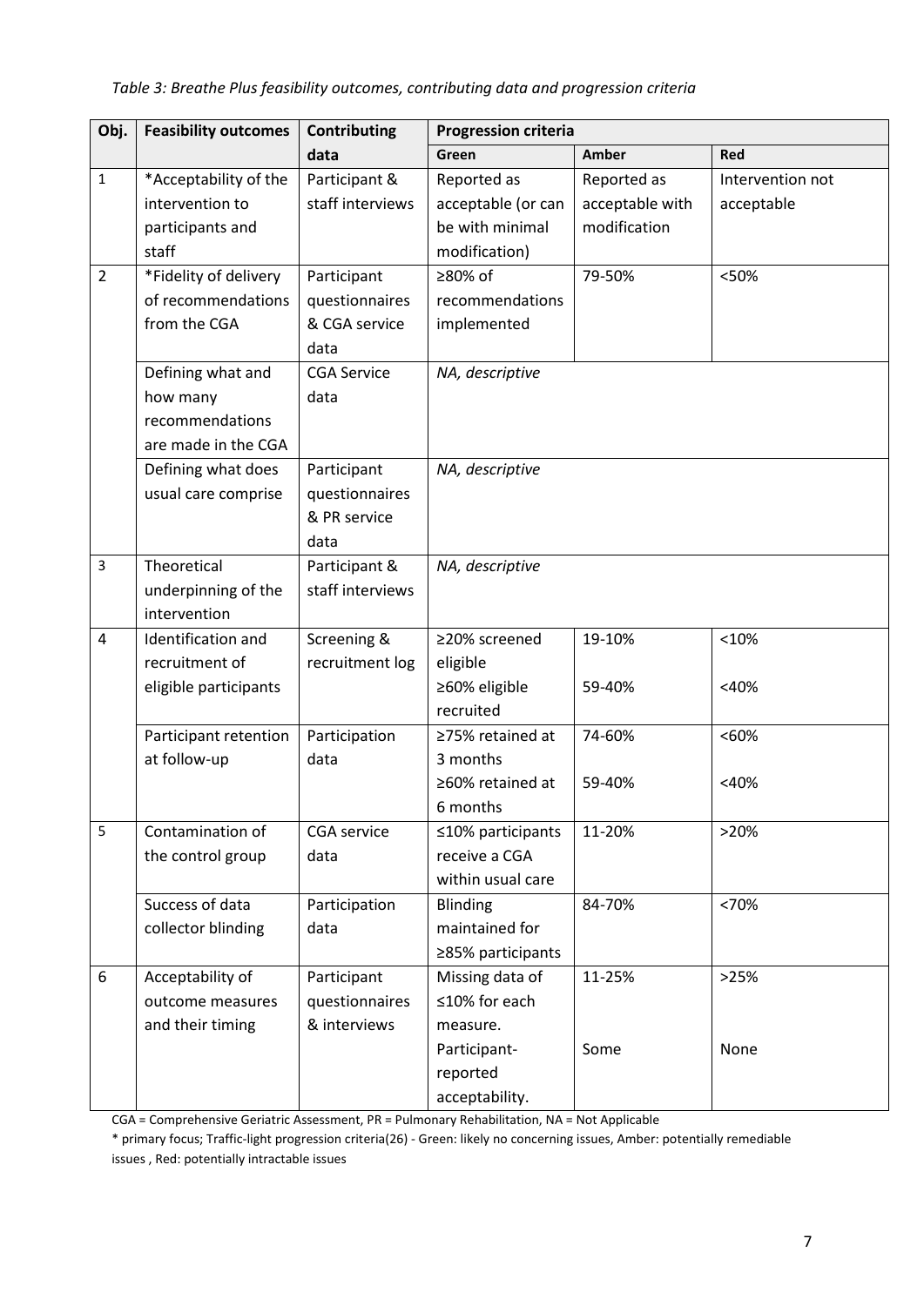*Table 3: Breathe Plus feasibility outcomes, contributing data and progression criteria*

| Obj. | Feasibility outcomes | Contributing data | Progression criteria | | |
|---|---|---|---|---|---|
| | | | **Green** | **Amber** | **Red** |
| 1 | *Acceptability of the intervention to participants and staff | Participant & staff interviews | Reported as acceptable (or can be with minimal modification) | Reported as acceptable with modification | Intervention not acceptable |
| 2 | *Fidelity of delivery of recommendations from the CGA | Participant questionnaires & CGA service data | ≥80% of recommendations implemented | 79-50% | <50% |
| | Defining what and how many recommendations are made in the CGA | CGA Service data | *NA, descriptive* | | |
| | Defining what does usual care comprise | Participant questionnaires & PR service data | *NA, descriptive* | | |
| 3 | Theoretical underpinning of the intervention | Participant & staff interviews | *NA, descriptive* | | |
| 4 | Identification and recruitment of eligible participants | Screening & recruitment log | ≥20% screened eligible<br>≥60% eligible recruited | 19-10%<br>59-40% | <10%<br><40% |
| | Participant retention at follow-up | Participation data | ≥75% retained at 3 months<br>≥60% retained at 6 months | 74-60%<br>59-40% | <60%<br><40% |
| 5 | Contamination of the control group | CGA service data | ≤10% participants receive a CGA within usual care | 11-20% | >20% |
| | Success of data collector blinding | Participation data | Blinding maintained for ≥85% participants | 84-70% | <70% |
| 6 | Acceptability of outcome measures and their timing | Participant questionnaires & interviews | Missing data of ≤10% for each measure.<br>Participant-reported acceptability. | 11-25%<br>Some | >25%<br>None |

CGA = Comprehensive Geriatric Assessment, PR = Pulmonary Rehabilitation, NA = Not Applicable

* primary focus; Traffic-light progression criteria(26) - Green: likely no concerning issues, Amber: potentially remediable issues , Red: potentially intractable issues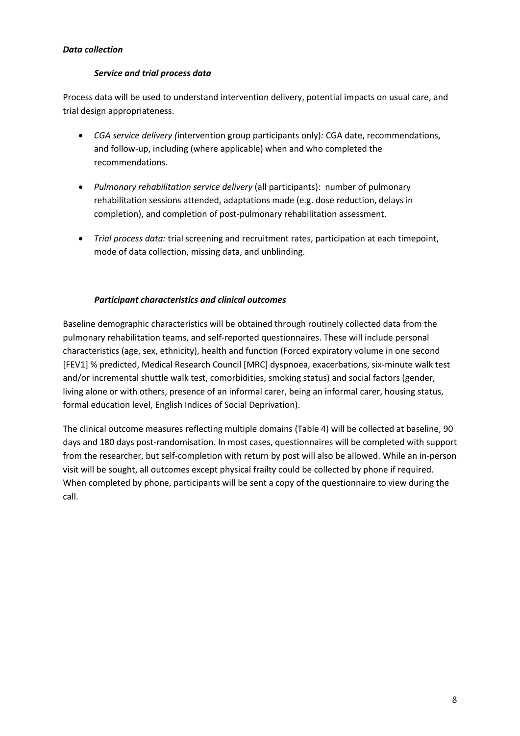### *Data collection*

#### *Service and trial process data*

Process data will be used to understand intervention delivery, potential impacts on usual care, and trial design appropriateness.

- *CGA service delivery (*intervention group participants only)*:* CGA date, recommendations, and follow-up, including (where applicable) when and who completed the recommendations.
- *Pulmonary rehabilitation service delivery* (all participants): number of pulmonary rehabilitation sessions attended, adaptations made (e.g. dose reduction, delays in completion), and completion of post-pulmonary rehabilitation assessment.
- *Trial process data:* trial screening and recruitment rates, participation at each timepoint, mode of data collection, missing data, and unblinding.

#### *Participant characteristics and clinical outcomes*

Baseline demographic characteristics will be obtained through routinely collected data from the pulmonary rehabilitation teams, and self-reported questionnaires. These will include personal characteristics (age, sex, ethnicity), health and function (Forced expiratory volume in one second [FEV1] % predicted, Medical Research Council [MRC] dyspnoea, exacerbations, six-minute walk test and/or incremental shuttle walk test, comorbidities, smoking status) and social factors (gender, living alone or with others, presence of an informal carer, being an informal carer, housing status, formal education level, English Indices of Social Deprivation).

The clinical outcome measures reflecting multiple domains (Table 4) will be collected at baseline, 90 days and 180 days post-randomisation. In most cases, questionnaires will be completed with support from the researcher, but self-completion with return by post will also be allowed. While an in-person visit will be sought, all outcomes except physical frailty could be collected by phone if required. When completed by phone, participants will be sent a copy of the questionnaire to view during the call.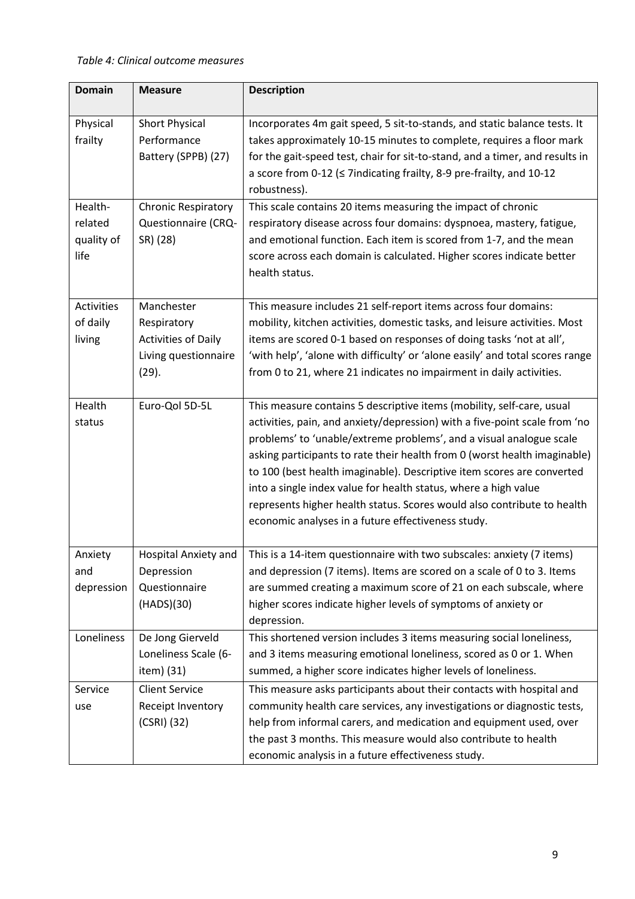*Table 4: Clinical outcome measures*

| Domain | Measure | Description |
|---|---|---|
| Physical frailty | Short Physical Performance Battery (SPPB) (27) | Incorporates 4m gait speed, 5 sit-to-stands, and static balance tests. It takes approximately 10-15 minutes to complete, requires a floor mark for the gait-speed test, chair for sit-to-stand, and a timer, and results in a score from 0-12 (≤ 7indicating frailty, 8-9 pre-frailty, and 10-12 robustness). |
| Health-related quality of life | Chronic Respiratory Questionnaire (CRQ-SR) (28) | This scale contains 20 items measuring the impact of chronic respiratory disease across four domains: dyspnoea, mastery, fatigue, and emotional function. Each item is scored from 1-7, and the mean score across each domain is calculated. Higher scores indicate better health status. |
| Activities of daily living | Manchester Respiratory Activities of Daily Living questionnaire (29). | This measure includes 21 self-report items across four domains: mobility, kitchen activities, domestic tasks, and leisure activities. Most items are scored 0-1 based on responses of doing tasks 'not at all', 'with help', 'alone with difficulty' or 'alone easily' and total scores range from 0 to 21, where 21 indicates no impairment in daily activities. |
| Health status | Euro-Qol 5D-5L | This measure contains 5 descriptive items (mobility, self-care, usual activities, pain, and anxiety/depression) with a five-point scale from 'no problems' to 'unable/extreme problems', and a visual analogue scale asking participants to rate their health from 0 (worst health imaginable) to 100 (best health imaginable). Descriptive item scores are converted into a single index value for health status, where a high value represents higher health status. Scores would also contribute to health economic analyses in a future effectiveness study. |
| Anxiety and depression | Hospital Anxiety and Depression Questionnaire (HADS)(30) | This is a 14-item questionnaire with two subscales: anxiety (7 items) and depression (7 items). Items are scored on a scale of 0 to 3. Items are summed creating a maximum score of 21 on each subscale, where higher scores indicate higher levels of symptoms of anxiety or depression. |
| Loneliness | De Jong Gierveld Loneliness Scale (6-item) (31) | This shortened version includes 3 items measuring social loneliness, and 3 items measuring emotional loneliness, scored as 0 or 1. When summed, a higher score indicates higher levels of loneliness. |
| Service use | Client Service Receipt Inventory (CSRI) (32) | This measure asks participants about their contacts with hospital and community health care services, any investigations or diagnostic tests, help from informal carers, and medication and equipment used, over the past 3 months. This measure would also contribute to health economic analysis in a future effectiveness study. |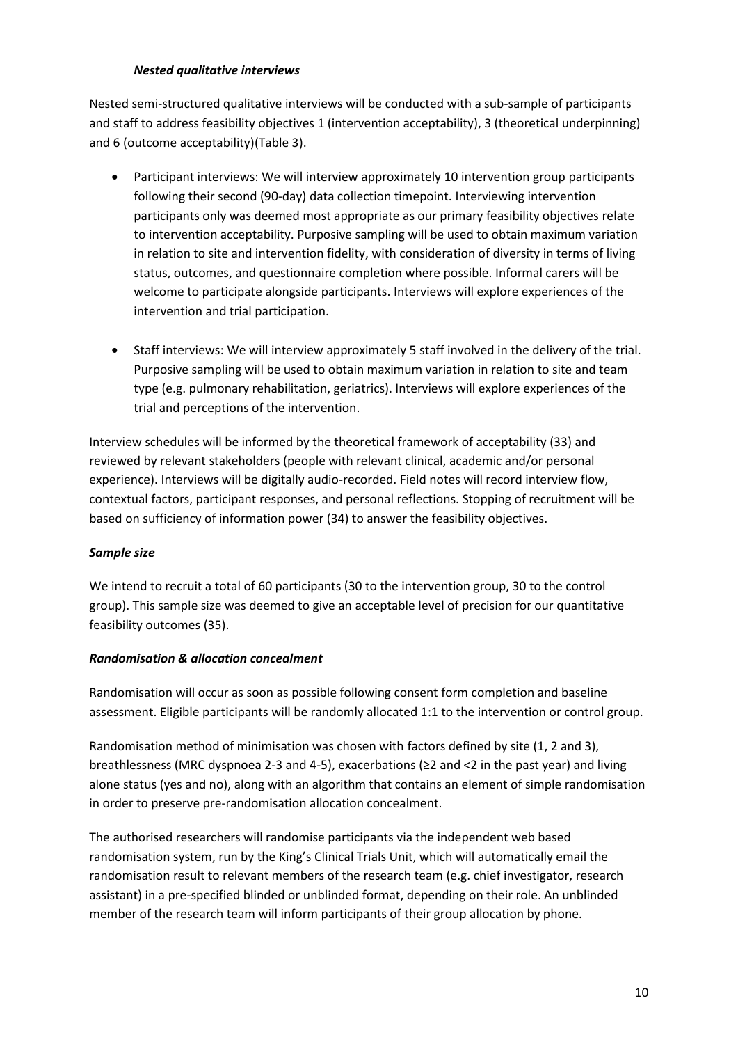### *Nested qualitative interviews*

Nested semi-structured qualitative interviews will be conducted with a sub-sample of participants and staff to address feasibility objectives 1 (intervention acceptability), 3 (theoretical underpinning) and 6 (outcome acceptability)(Table 3).

- Participant interviews: We will interview approximately 10 intervention group participants following their second (90-day) data collection timepoint. Interviewing intervention participants only was deemed most appropriate as our primary feasibility objectives relate to intervention acceptability. Purposive sampling will be used to obtain maximum variation in relation to site and intervention fidelity, with consideration of diversity in terms of living status, outcomes, and questionnaire completion where possible. Informal carers will be welcome to participate alongside participants. Interviews will explore experiences of the intervention and trial participation.

- Staff interviews: We will interview approximately 5 staff involved in the delivery of the trial. Purposive sampling will be used to obtain maximum variation in relation to site and team type (e.g. pulmonary rehabilitation, geriatrics). Interviews will explore experiences of the trial and perceptions of the intervention.

Interview schedules will be informed by the theoretical framework of acceptability (33) and reviewed by relevant stakeholders (people with relevant clinical, academic and/or personal experience). Interviews will be digitally audio-recorded. Field notes will record interview flow, contextual factors, participant responses, and personal reflections. Stopping of recruitment will be based on sufficiency of information power (34) to answer the feasibility objectives.

### *Sample size*

We intend to recruit a total of 60 participants (30 to the intervention group, 30 to the control group). This sample size was deemed to give an acceptable level of precision for our quantitative feasibility outcomes (35).

### *Randomisation & allocation concealment*

Randomisation will occur as soon as possible following consent form completion and baseline assessment. Eligible participants will be randomly allocated 1:1 to the intervention or control group.

Randomisation method of minimisation was chosen with factors defined by site (1, 2 and 3), breathlessness (MRC dyspnoea 2-3 and 4-5), exacerbations (≥2 and <2 in the past year) and living alone status (yes and no), along with an algorithm that contains an element of simple randomisation in order to preserve pre-randomisation allocation concealment.

The authorised researchers will randomise participants via the independent web based randomisation system, run by the King's Clinical Trials Unit, which will automatically email the randomisation result to relevant members of the research team (e.g. chief investigator, research assistant) in a pre-specified blinded or unblinded format, depending on their role. An unblinded member of the research team will inform participants of their group allocation by phone.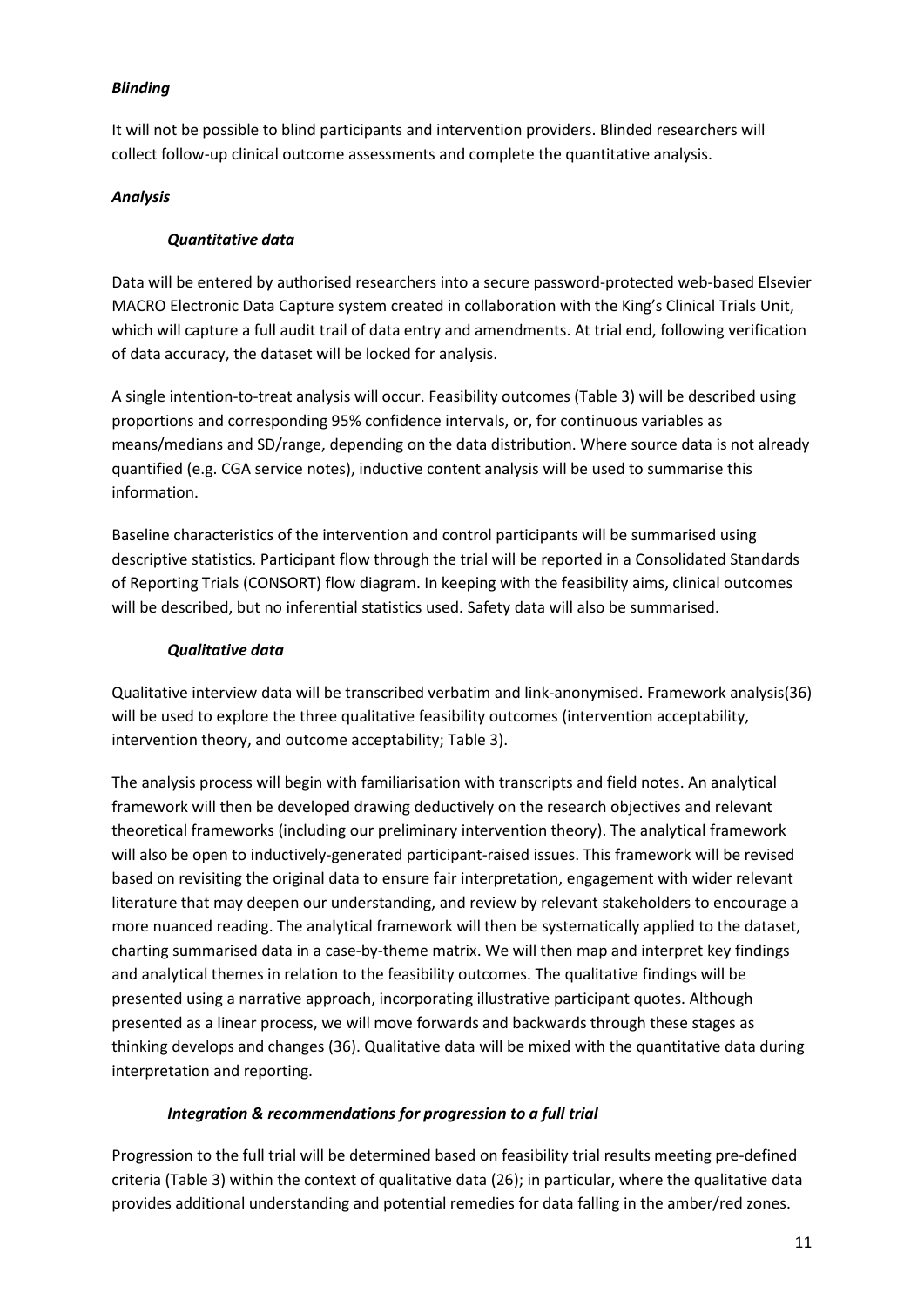### *Blinding*

It will not be possible to blind participants and intervention providers. Blinded researchers will collect follow-up clinical outcome assessments and complete the quantitative analysis.

### *Analysis*

#### *Quantitative data*

Data will be entered by authorised researchers into a secure password-protected web-based Elsevier MACRO Electronic Data Capture system created in collaboration with the King's Clinical Trials Unit, which will capture a full audit trail of data entry and amendments. At trial end, following verification of data accuracy, the dataset will be locked for analysis.

A single intention-to-treat analysis will occur. Feasibility outcomes (Table 3) will be described using proportions and corresponding 95% confidence intervals, or, for continuous variables as means/medians and SD/range, depending on the data distribution. Where source data is not already quantified (e.g. CGA service notes), inductive content analysis will be used to summarise this information.

Baseline characteristics of the intervention and control participants will be summarised using descriptive statistics. Participant flow through the trial will be reported in a Consolidated Standards of Reporting Trials (CONSORT) flow diagram. In keeping with the feasibility aims, clinical outcomes will be described, but no inferential statistics used. Safety data will also be summarised.

#### *Qualitative data*

Qualitative interview data will be transcribed verbatim and link-anonymised. Framework analysis(36) will be used to explore the three qualitative feasibility outcomes (intervention acceptability, intervention theory, and outcome acceptability; Table 3).

The analysis process will begin with familiarisation with transcripts and field notes. An analytical framework will then be developed drawing deductively on the research objectives and relevant theoretical frameworks (including our preliminary intervention theory). The analytical framework will also be open to inductively-generated participant-raised issues. This framework will be revised based on revisiting the original data to ensure fair interpretation, engagement with wider relevant literature that may deepen our understanding, and review by relevant stakeholders to encourage a more nuanced reading. The analytical framework will then be systematically applied to the dataset, charting summarised data in a case-by-theme matrix. We will then map and interpret key findings and analytical themes in relation to the feasibility outcomes. The qualitative findings will be presented using a narrative approach, incorporating illustrative participant quotes. Although presented as a linear process, we will move forwards and backwards through these stages as thinking develops and changes (36). Qualitative data will be mixed with the quantitative data during interpretation and reporting.

#### *Integration & recommendations for progression to a full trial*

Progression to the full trial will be determined based on feasibility trial results meeting pre-defined criteria (Table 3) within the context of qualitative data (26); in particular, where the qualitative data provides additional understanding and potential remedies for data falling in the amber/red zones.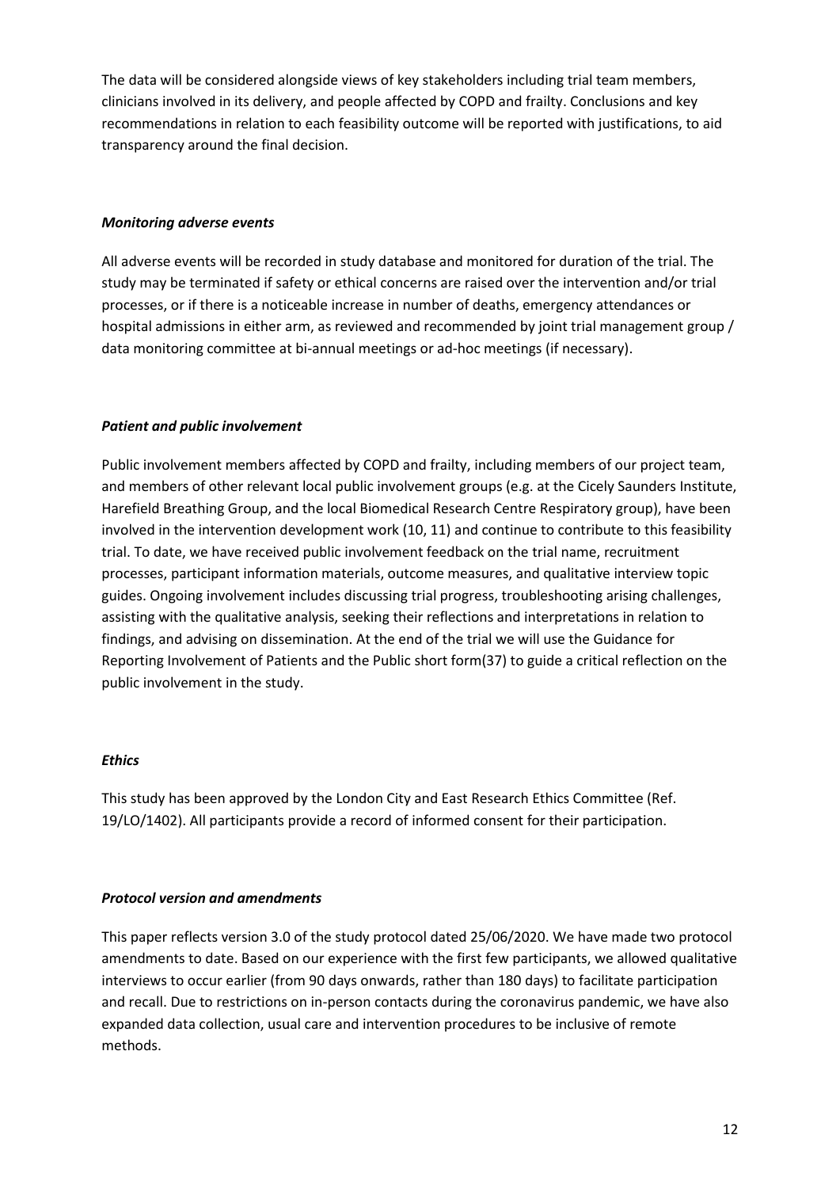The data will be considered alongside views of key stakeholders including trial team members, clinicians involved in its delivery, and people affected by COPD and frailty. Conclusions and key recommendations in relation to each feasibility outcome will be reported with justifications, to aid transparency around the final decision.

***Monitoring adverse events***

All adverse events will be recorded in study database and monitored for duration of the trial. The study may be terminated if safety or ethical concerns are raised over the intervention and/or trial processes, or if there is a noticeable increase in number of deaths, emergency attendances or hospital admissions in either arm, as reviewed and recommended by joint trial management group / data monitoring committee at bi-annual meetings or ad-hoc meetings (if necessary).

***Patient and public involvement***

Public involvement members affected by COPD and frailty, including members of our project team, and members of other relevant local public involvement groups (e.g. at the Cicely Saunders Institute, Harefield Breathing Group, and the local Biomedical Research Centre Respiratory group), have been involved in the intervention development work (10, 11) and continue to contribute to this feasibility trial. To date, we have received public involvement feedback on the trial name, recruitment processes, participant information materials, outcome measures, and qualitative interview topic guides. Ongoing involvement includes discussing trial progress, troubleshooting arising challenges, assisting with the qualitative analysis, seeking their reflections and interpretations in relation to findings, and advising on dissemination. At the end of the trial we will use the Guidance for Reporting Involvement of Patients and the Public short form(37) to guide a critical reflection on the public involvement in the study.

***Ethics***

This study has been approved by the London City and East Research Ethics Committee (Ref. 19/LO/1402). All participants provide a record of informed consent for their participation.

***Protocol version and amendments***

This paper reflects version 3.0 of the study protocol dated 25/06/2020. We have made two protocol amendments to date. Based on our experience with the first few participants, we allowed qualitative interviews to occur earlier (from 90 days onwards, rather than 180 days) to facilitate participation and recall. Due to restrictions on in-person contacts during the coronavirus pandemic, we have also expanded data collection, usual care and intervention procedures to be inclusive of remote methods.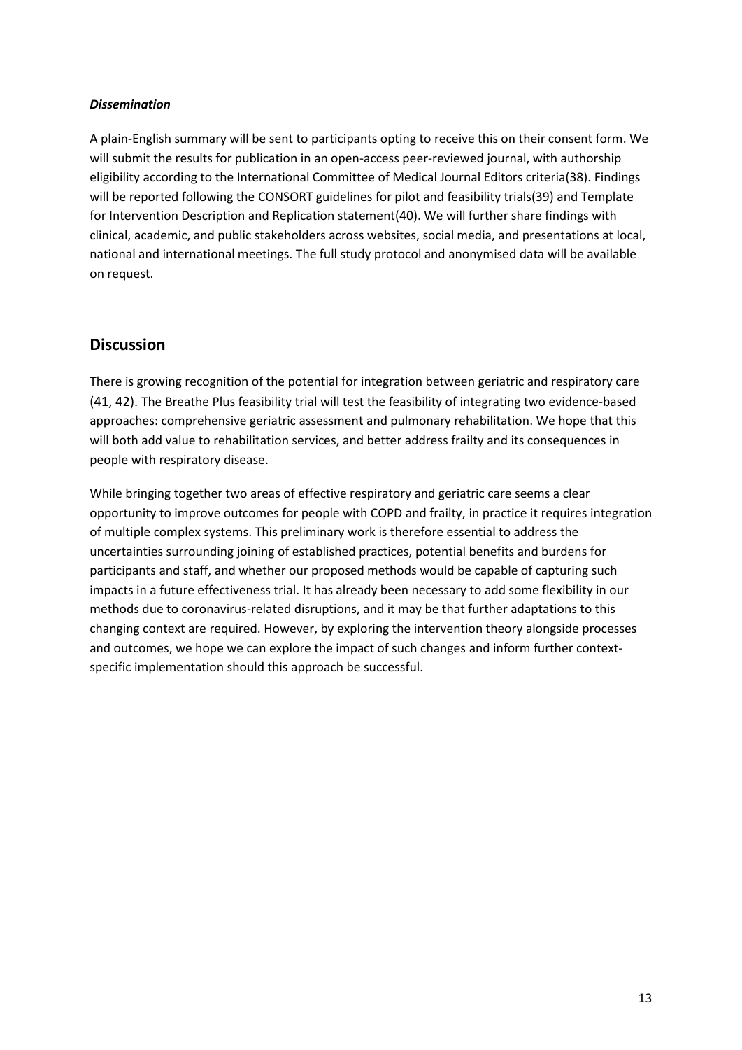### *Dissemination*

A plain-English summary will be sent to participants opting to receive this on their consent form. We will submit the results for publication in an open-access peer-reviewed journal, with authorship eligibility according to the International Committee of Medical Journal Editors criteria(38). Findings will be reported following the CONSORT guidelines for pilot and feasibility trials(39) and Template for Intervention Description and Replication statement(40). We will further share findings with clinical, academic, and public stakeholders across websites, social media, and presentations at local, national and international meetings. The full study protocol and anonymised data will be available on request.

## Discussion

There is growing recognition of the potential for integration between geriatric and respiratory care (41, 42). The Breathe Plus feasibility trial will test the feasibility of integrating two evidence-based approaches: comprehensive geriatric assessment and pulmonary rehabilitation. We hope that this will both add value to rehabilitation services, and better address frailty and its consequences in people with respiratory disease.

While bringing together two areas of effective respiratory and geriatric care seems a clear opportunity to improve outcomes for people with COPD and frailty, in practice it requires integration of multiple complex systems. This preliminary work is therefore essential to address the uncertainties surrounding joining of established practices, potential benefits and burdens for participants and staff, and whether our proposed methods would be capable of capturing such impacts in a future effectiveness trial. It has already been necessary to add some flexibility in our methods due to coronavirus-related disruptions, and it may be that further adaptations to this changing context are required. However, by exploring the intervention theory alongside processes and outcomes, we hope we can explore the impact of such changes and inform further context-specific implementation should this approach be successful.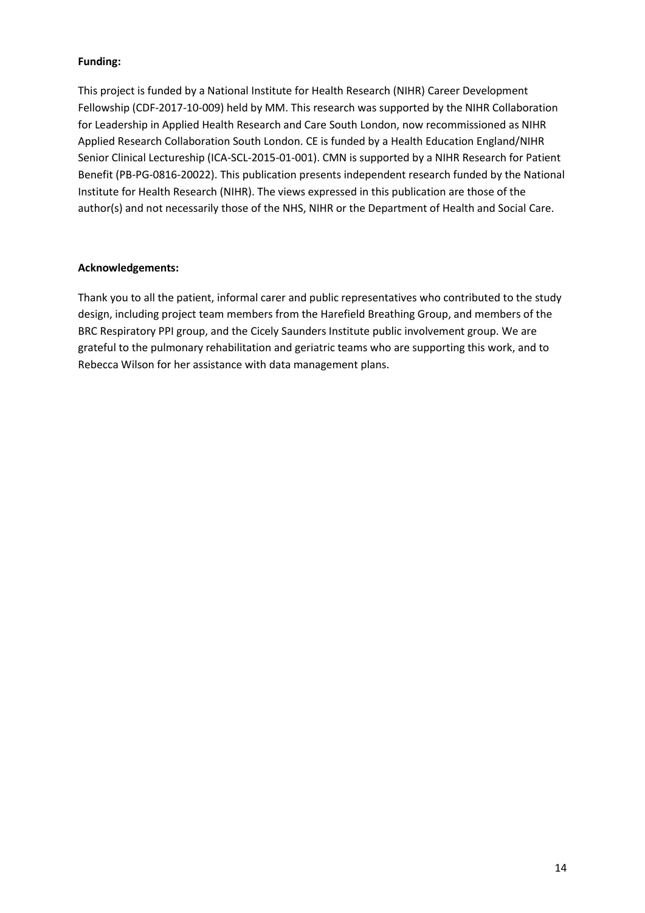**Funding:**

This project is funded by a National Institute for Health Research (NIHR) Career Development Fellowship (CDF-2017-10-009) held by MM. This research was supported by the NIHR Collaboration for Leadership in Applied Health Research and Care South London, now recommissioned as NIHR Applied Research Collaboration South London. CE is funded by a Health Education England/NIHR Senior Clinical Lectureship (ICA-SCL-2015-01-001). CMN is supported by a NIHR Research for Patient Benefit (PB-PG-0816-20022). This publication presents independent research funded by the National Institute for Health Research (NIHR). The views expressed in this publication are those of the author(s) and not necessarily those of the NHS, NIHR or the Department of Health and Social Care.

**Acknowledgements:**

Thank you to all the patient, informal carer and public representatives who contributed to the study design, including project team members from the Harefield Breathing Group, and members of the BRC Respiratory PPI group, and the Cicely Saunders Institute public involvement group. We are grateful to the pulmonary rehabilitation and geriatric teams who are supporting this work, and to Rebecca Wilson for her assistance with data management plans.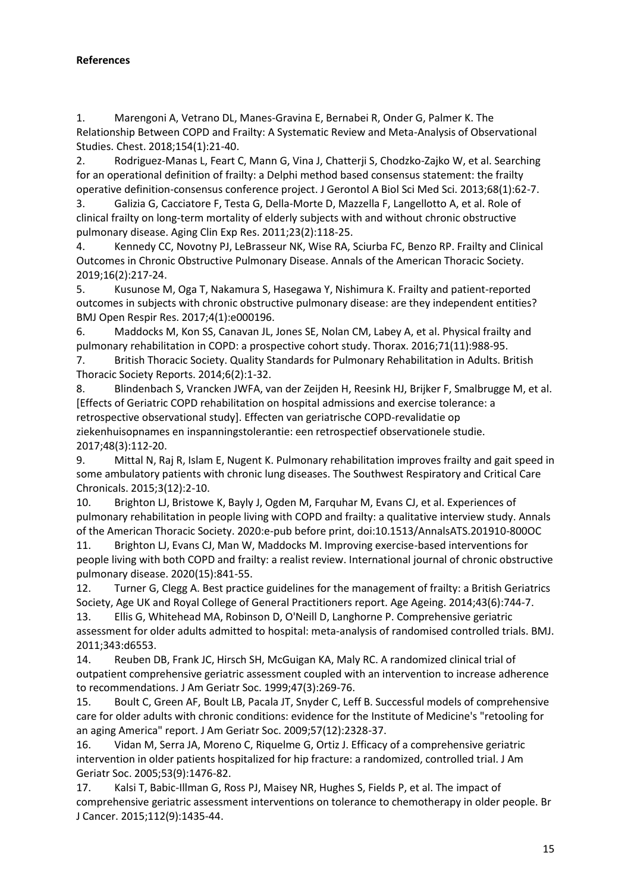**References**

1. Marengoni A, Vetrano DL, Manes-Gravina E, Bernabei R, Onder G, Palmer K. The Relationship Between COPD and Frailty: A Systematic Review and Meta-Analysis of Observational Studies. Chest. 2018;154(1):21-40.
2. Rodriguez-Manas L, Feart C, Mann G, Vina J, Chatterji S, Chodzko-Zajko W, et al. Searching for an operational definition of frailty: a Delphi method based consensus statement: the frailty operative definition-consensus conference project. J Gerontol A Biol Sci Med Sci. 2013;68(1):62-7.
3. Galizia G, Cacciatore F, Testa G, Della-Morte D, Mazzella F, Langellotto A, et al. Role of clinical frailty on long-term mortality of elderly subjects with and without chronic obstructive pulmonary disease. Aging Clin Exp Res. 2011;23(2):118-25.
4. Kennedy CC, Novotny PJ, LeBrasseur NK, Wise RA, Sciurba FC, Benzo RP. Frailty and Clinical Outcomes in Chronic Obstructive Pulmonary Disease. Annals of the American Thoracic Society. 2019;16(2):217-24.
5. Kusunose M, Oga T, Nakamura S, Hasegawa Y, Nishimura K. Frailty and patient-reported outcomes in subjects with chronic obstructive pulmonary disease: are they independent entities? BMJ Open Respir Res. 2017;4(1):e000196.
6. Maddocks M, Kon SS, Canavan JL, Jones SE, Nolan CM, Labey A, et al. Physical frailty and pulmonary rehabilitation in COPD: a prospective cohort study. Thorax. 2016;71(11):988-95.
7. British Thoracic Society. Quality Standards for Pulmonary Rehabilitation in Adults. British Thoracic Society Reports. 2014;6(2):1-32.
8. Blindenbach S, Vrancken JWFA, van der Zeijden H, Reesink HJ, Brijker F, Smalbrugge M, et al. [Effects of Geriatric COPD rehabilitation on hospital admissions and exercise tolerance: a retrospective observational study]. Effecten van geriatrische COPD-revalidatie op ziekenhuisopnames en inspanningstolerantie: een retrospectief observationele studie. 2017;48(3):112-20.
9. Mittal N, Raj R, Islam E, Nugent K. Pulmonary rehabilitation improves frailty and gait speed in some ambulatory patients with chronic lung diseases. The Southwest Respiratory and Critical Care Chronicals. 2015;3(12):2-10.
10. Brighton LJ, Bristowe K, Bayly J, Ogden M, Farquhar M, Evans CJ, et al. Experiences of pulmonary rehabilitation in people living with COPD and frailty: a qualitative interview study. Annals of the American Thoracic Society. 2020:e-pub before print, doi:10.1513/AnnalsATS.201910-800OC
11. Brighton LJ, Evans CJ, Man W, Maddocks M. Improving exercise-based interventions for people living with both COPD and frailty: a realist review. International journal of chronic obstructive pulmonary disease. 2020(15):841-55.
12. Turner G, Clegg A. Best practice guidelines for the management of frailty: a British Geriatrics Society, Age UK and Royal College of General Practitioners report. Age Ageing. 2014;43(6):744-7.
13. Ellis G, Whitehead MA, Robinson D, O'Neill D, Langhorne P. Comprehensive geriatric assessment for older adults admitted to hospital: meta-analysis of randomised controlled trials. BMJ. 2011;343:d6553.
14. Reuben DB, Frank JC, Hirsch SH, McGuigan KA, Maly RC. A randomized clinical trial of outpatient comprehensive geriatric assessment coupled with an intervention to increase adherence to recommendations. J Am Geriatr Soc. 1999;47(3):269-76.
15. Boult C, Green AF, Boult LB, Pacala JT, Snyder C, Leff B. Successful models of comprehensive care for older adults with chronic conditions: evidence for the Institute of Medicine's "retooling for an aging America" report. J Am Geriatr Soc. 2009;57(12):2328-37.
16. Vidan M, Serra JA, Moreno C, Riquelme G, Ortiz J. Efficacy of a comprehensive geriatric intervention in older patients hospitalized for hip fracture: a randomized, controlled trial. J Am Geriatr Soc. 2005;53(9):1476-82.
17. Kalsi T, Babic-Illman G, Ross PJ, Maisey NR, Hughes S, Fields P, et al. The impact of comprehensive geriatric assessment interventions on tolerance to chemotherapy in older people. Br J Cancer. 2015;112(9):1435-44.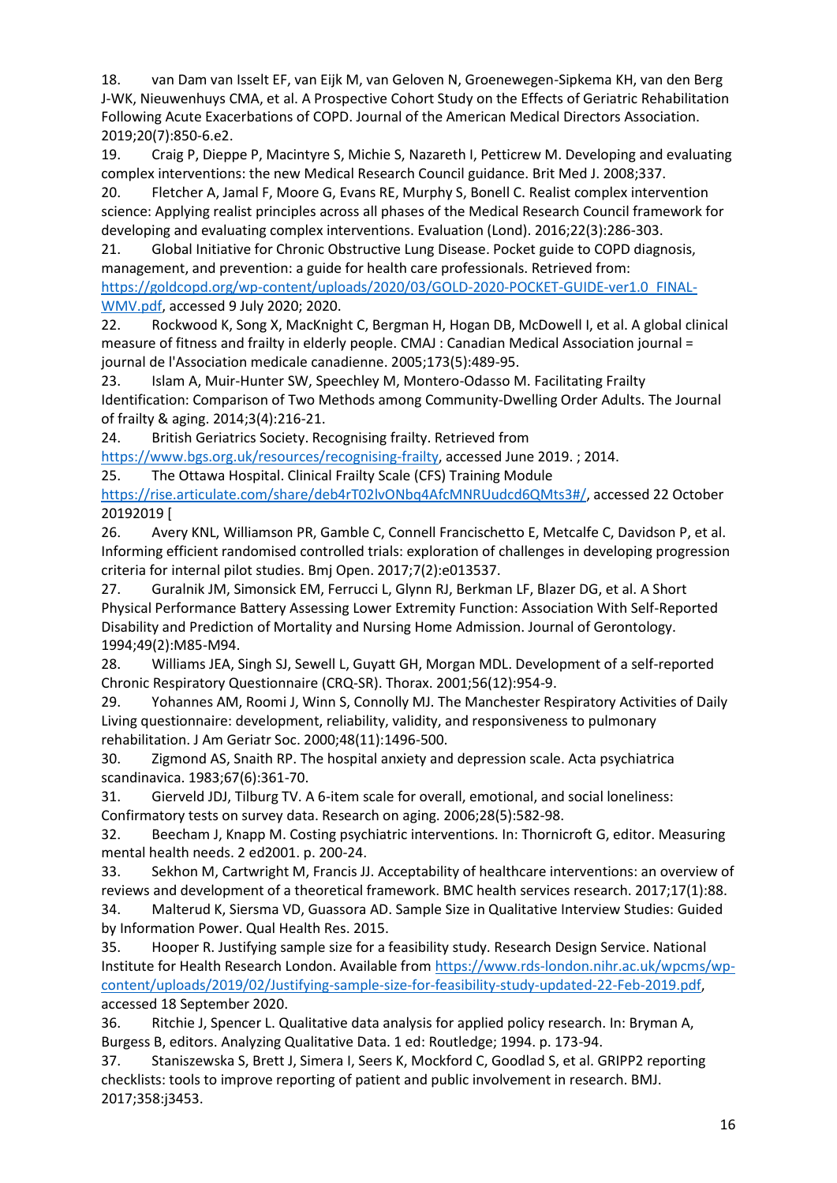18. van Dam van Isselt EF, van Eijk M, van Geloven N, Groenewegen-Sipkema KH, van den Berg J-WK, Nieuwenhuys CMA, et al. A Prospective Cohort Study on the Effects of Geriatric Rehabilitation Following Acute Exacerbations of COPD. Journal of the American Medical Directors Association. 2019;20(7):850-6.e2.
19. Craig P, Dieppe P, Macintyre S, Michie S, Nazareth I, Petticrew M. Developing and evaluating complex interventions: the new Medical Research Council guidance. Brit Med J. 2008;337.
20. Fletcher A, Jamal F, Moore G, Evans RE, Murphy S, Bonell C. Realist complex intervention science: Applying realist principles across all phases of the Medical Research Council framework for developing and evaluating complex interventions. Evaluation (Lond). 2016;22(3):286-303.
21. Global Initiative for Chronic Obstructive Lung Disease. Pocket guide to COPD diagnosis, management, and prevention: a guide for health care professionals. Retrieved from: https://goldcopd.org/wp-content/uploads/2020/03/GOLD-2020-POCKET-GUIDE-ver1.0_FINAL-WMV.pdf, accessed 9 July 2020; 2020.
22. Rockwood K, Song X, MacKnight C, Bergman H, Hogan DB, McDowell I, et al. A global clinical measure of fitness and frailty in elderly people. CMAJ : Canadian Medical Association journal = journal de l'Association medicale canadienne. 2005;173(5):489-95.
23. Islam A, Muir-Hunter SW, Speechley M, Montero-Odasso M. Facilitating Frailty Identification: Comparison of Two Methods among Community-Dwelling Order Adults. The Journal of frailty & aging. 2014;3(4):216-21.
24. British Geriatrics Society. Recognising frailty. Retrieved from https://www.bgs.org.uk/resources/recognising-frailty, accessed June 2019. ; 2014.
25. The Ottawa Hospital. Clinical Frailty Scale (CFS) Training Module https://rise.articulate.com/share/deb4rT02lvONbq4AfcMNRUudcd6QMts3#/, accessed 22 October 20192019 [
26. Avery KNL, Williamson PR, Gamble C, Connell Francischetto E, Metcalfe C, Davidson P, et al. Informing efficient randomised controlled trials: exploration of challenges in developing progression criteria for internal pilot studies. Bmj Open. 2017;7(2):e013537.
27. Guralnik JM, Simonsick EM, Ferrucci L, Glynn RJ, Berkman LF, Blazer DG, et al. A Short Physical Performance Battery Assessing Lower Extremity Function: Association With Self-Reported Disability and Prediction of Mortality and Nursing Home Admission. Journal of Gerontology. 1994;49(2):M85-M94.
28. Williams JEA, Singh SJ, Sewell L, Guyatt GH, Morgan MDL. Development of a self-reported Chronic Respiratory Questionnaire (CRQ-SR). Thorax. 2001;56(12):954-9.
29. Yohannes AM, Roomi J, Winn S, Connolly MJ. The Manchester Respiratory Activities of Daily Living questionnaire: development, reliability, validity, and responsiveness to pulmonary rehabilitation. J Am Geriatr Soc. 2000;48(11):1496-500.
30. Zigmond AS, Snaith RP. The hospital anxiety and depression scale. Acta psychiatrica scandinavica. 1983;67(6):361-70.
31. Gierveld JDJ, Tilburg TV. A 6-item scale for overall, emotional, and social loneliness: Confirmatory tests on survey data. Research on aging. 2006;28(5):582-98.
32. Beecham J, Knapp M. Costing psychiatric interventions. In: Thornicroft G, editor. Measuring mental health needs. 2 ed2001. p. 200-24.
33. Sekhon M, Cartwright M, Francis JJ. Acceptability of healthcare interventions: an overview of reviews and development of a theoretical framework. BMC health services research. 2017;17(1):88.
34. Malterud K, Siersma VD, Guassora AD. Sample Size in Qualitative Interview Studies: Guided by Information Power. Qual Health Res. 2015.
35. Hooper R. Justifying sample size for a feasibility study. Research Design Service. National Institute for Health Research London. Available from https://www.rds-london.nihr.ac.uk/wpcms/wp-content/uploads/2019/02/Justifying-sample-size-for-feasibility-study-updated-22-Feb-2019.pdf, accessed 18 September 2020.
36. Ritchie J, Spencer L. Qualitative data analysis for applied policy research. In: Bryman A, Burgess B, editors. Analyzing Qualitative Data. 1 ed: Routledge; 1994. p. 173-94.
37. Staniszewska S, Brett J, Simera I, Seers K, Mockford C, Goodlad S, et al. GRIPP2 reporting checklists: tools to improve reporting of patient and public involvement in research. BMJ. 2017;358:j3453.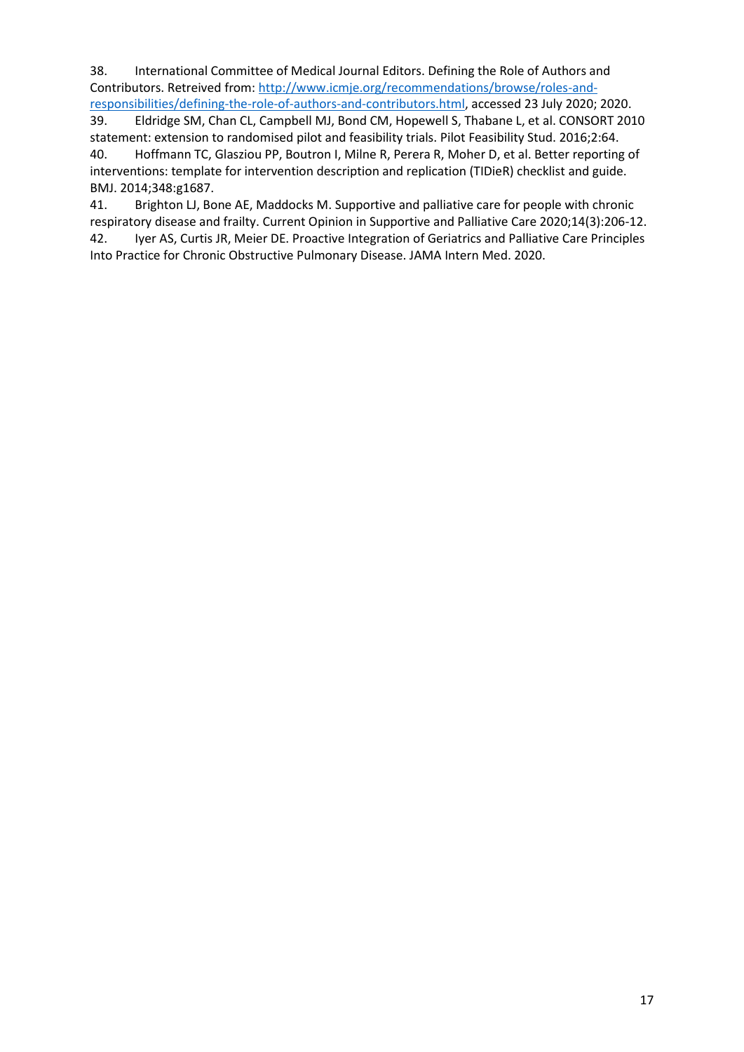38. International Committee of Medical Journal Editors. Defining the Role of Authors and Contributors. Retreived from: http://www.icmje.org/recommendations/browse/roles-and-responsibilities/defining-the-role-of-authors-and-contributors.html, accessed 23 July 2020; 2020.

39. Eldridge SM, Chan CL, Campbell MJ, Bond CM, Hopewell S, Thabane L, et al. CONSORT 2010 statement: extension to randomised pilot and feasibility trials. Pilot Feasibility Stud. 2016;2:64.

40. Hoffmann TC, Glasziou PP, Boutron I, Milne R, Perera R, Moher D, et al. Better reporting of interventions: template for intervention description and replication (TIDieR) checklist and guide. BMJ. 2014;348:g1687.

41. Brighton LJ, Bone AE, Maddocks M. Supportive and palliative care for people with chronic respiratory disease and frailty. Current Opinion in Supportive and Palliative Care 2020;14(3):206-12.

42. Iyer AS, Curtis JR, Meier DE. Proactive Integration of Geriatrics and Palliative Care Principles Into Practice for Chronic Obstructive Pulmonary Disease. JAMA Intern Med. 2020.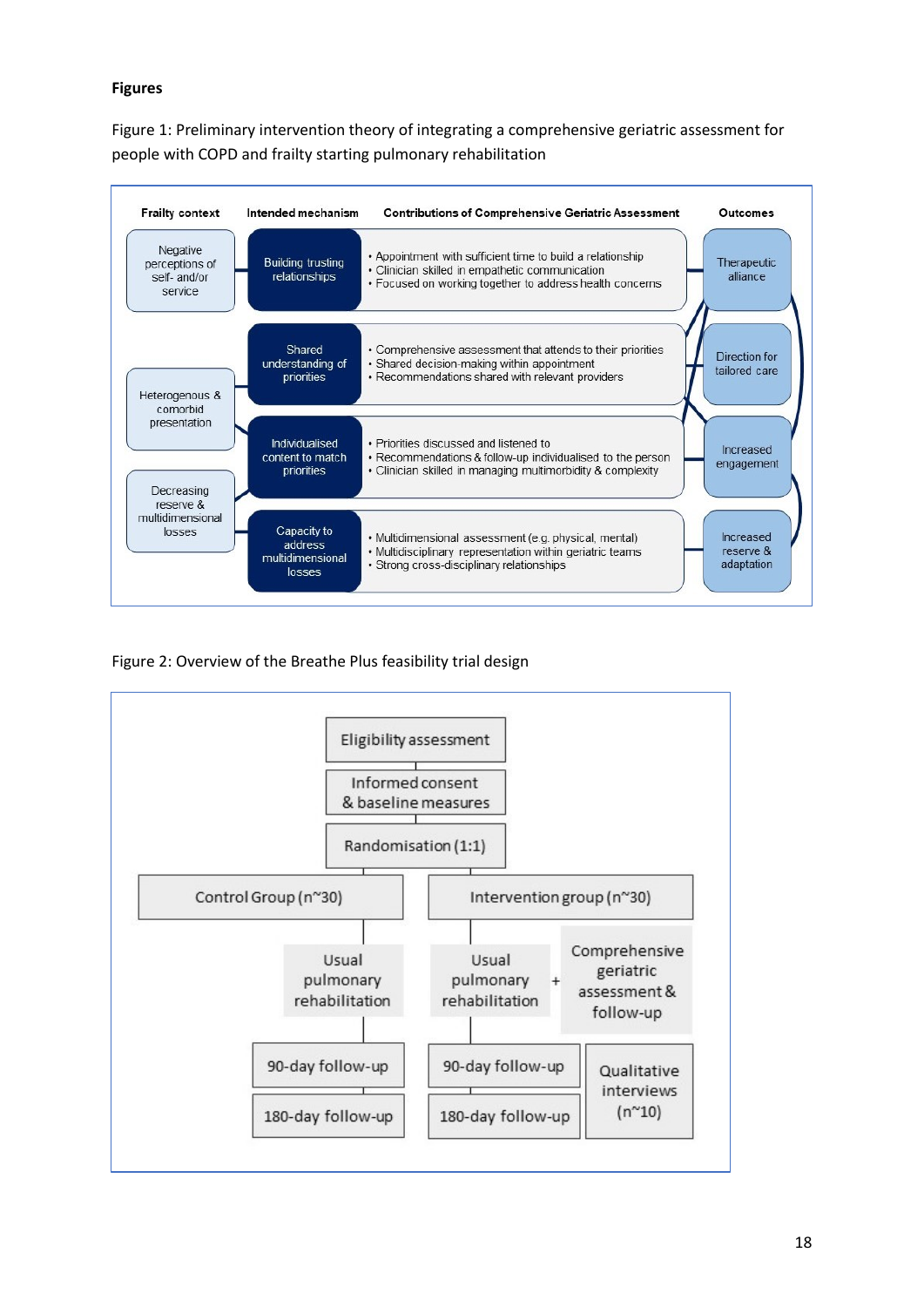**Figures**

Figure 1: Preliminary intervention theory of integrating a comprehensive geriatric assessment for people with COPD and frailty starting pulmonary rehabilitation

Frailty context

Intended mechanism

Contributions of Comprehensive Geriatric Assessment

Outcomes

Negative perceptions of self- and/or service

Building trusting relationships

- Appointment with sufficient time to build a relationship
- Clinician skilled in empathetic communication
- Focused on working together to address health concerns

Therapeutic alliance

Shared understanding of priorities

- Comprehensive assessment that attends to their priorities
- Shared decision-making within appointment
- Recommendations shared with relevant providers

Direction for tailored care

Heterogenous & comorbid presentation

Individualised content to match priorities

- Priorities discussed and listened to
- Recommendations & follow-up individualised to the person
- Clinician skilled in managing multimorbidity & complexity

Increased engagement

Decreasing reserve & multidimensional losses

Capacity to address multidimensional losses

- Multidimensional assessment (e.g. physical, mental)
- Multidisciplinary representation within geriatric teams
- Strong cross-disciplinary relationships

Increased reserve & adaptation

Figure 2: Overview of the Breathe Plus feasibility trial design

Eligibility assessment

Informed consent & baseline measures

Randomisation (1:1)

Control Group (n~30)

Intervention group (n~30)

Usual pulmonary rehabilitation

Usual pulmonary rehabilitation + Comprehensive geriatric assessment & follow-up

90-day follow-up

90-day follow-up

Qualitative interviews (n~10)

180-day follow-up

180-day follow-up